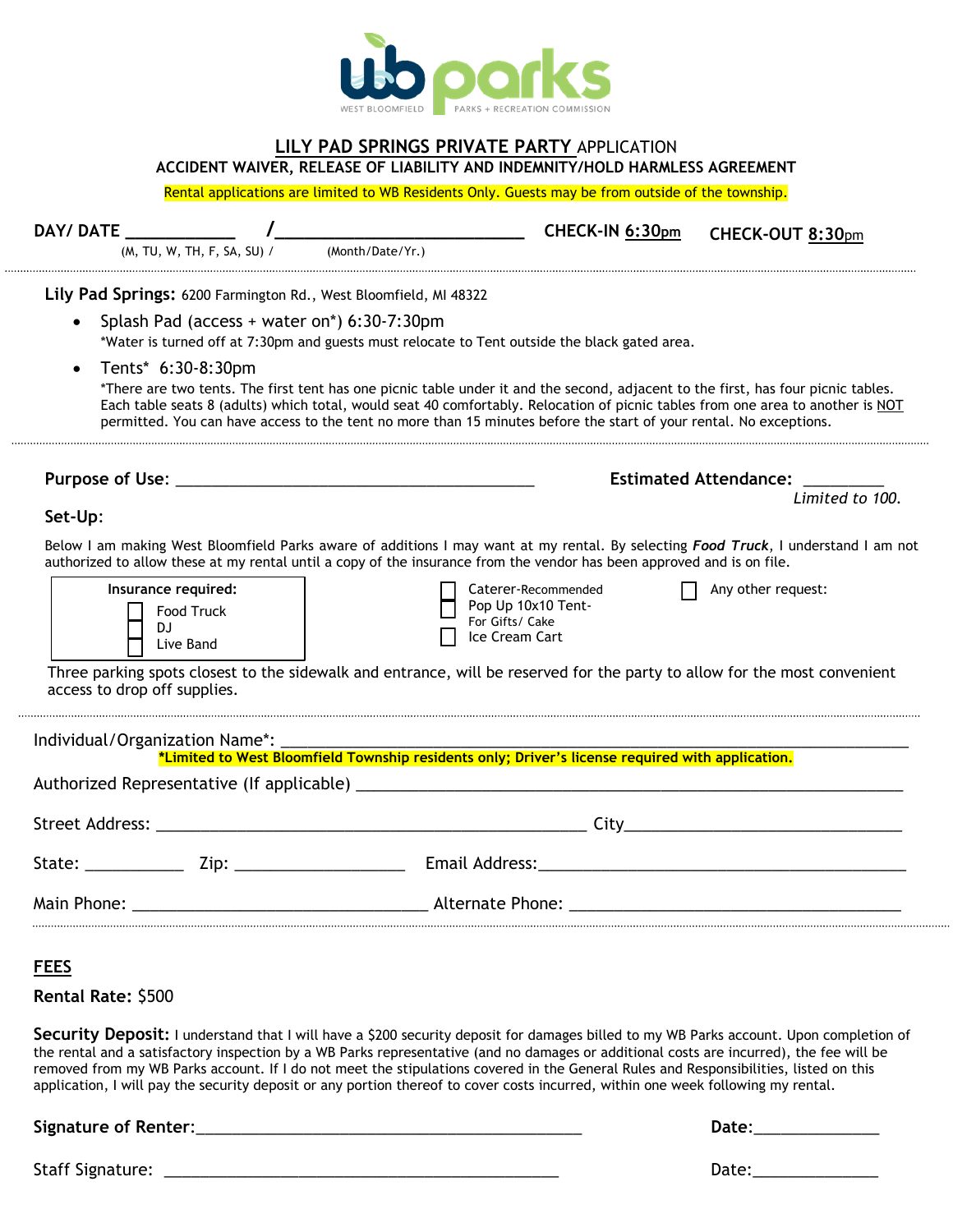wb parks
WEST BLOOMFIELD PARKS + RECREATION COMMISSION

## LILY PAD SPRINGS PRIVATE PARTY APPLICATION

### ACCIDENT WAIVER, RELEASE OF LIABILITY AND INDEMNITY/HOLD HARMLESS AGREEMENT

Rental applications are limited to WB Residents Only. Guests may be from outside of the township.

**DAY/ DATE** ___________ /_________________________ **CHECK-IN** 6:30pm **CHECK-OUT** 8:30pm
(M, TU, W, TH, F, SA, SU) / (Month/Date/Yr.)

**Lily Pad Springs:** 6200 Farmington Rd., West Bloomfield, MI 48322

- Splash Pad (access + water on*) 6:30-7:30pm
  *Water is turned off at 7:30pm and guests must relocate to Tent outside the black gated area.
- Tents* 6:30-8:30pm
  *There are two tents. The first tent has one picnic table under it and the second, adjacent to the first, has four picnic tables. Each table seats 8 (adults) which total, would seat 40 comfortably. Relocation of picnic tables from one area to another is NOT permitted. You can have access to the tent no more than 15 minutes before the start of your rental. No exceptions.

**Purpose of Use**: ________________________________________ **Estimated Attendance:** _________
*Limited to 100.*

**Set-Up**:

Below I am making West Bloomfield Parks aware of additions I may want at my rental. By selecting ***Food Truck***, I understand I am not authorized to allow these at my rental until a copy of the insurance from the vendor has been approved and is on file.

Insurance required:
- ☐ Food Truck
- ☐ DJ
- ☐ Live Band

- ☐ Caterer-Recommended
- ☐ Pop Up 10x10 Tent- For Gifts/ Cake
- ☐ Ice Cream Cart

- ☐ Any other request:

Three parking spots closest to the sidewalk and entrance, will be reserved for the party to allow for the most convenient access to drop off supplies.

Individual/Organization Name*: ____________________________________________
**\*Limited to West Bloomfield Township residents only; Driver's license required with application.**

Authorized Representative (If applicable) ____________________________________________

Street Address: ____________________________________________ City______________________________

State: __________ Zip: __________________ Email Address:________________________________________

Main Phone: ________________________________ Alternate Phone: ____________________________________

## FEES

**Rental Rate:** $500

**Security Deposit:** I understand that I will have a $200 security deposit for damages billed to my WB Parks account. Upon completion of the rental and a satisfactory inspection by a WB Parks representative (and no damages or additional costs are incurred), the fee will be removed from my WB Parks account. If I do not meet the stipulations covered in the General Rules and Responsibilities, listed on this application, I will pay the security deposit or any portion thereof to cover costs incurred, within one week following my rental.

**Signature of Renter**:____________________________________________ **Date**:______________

Staff Signature: ____________________________________________ Date:______________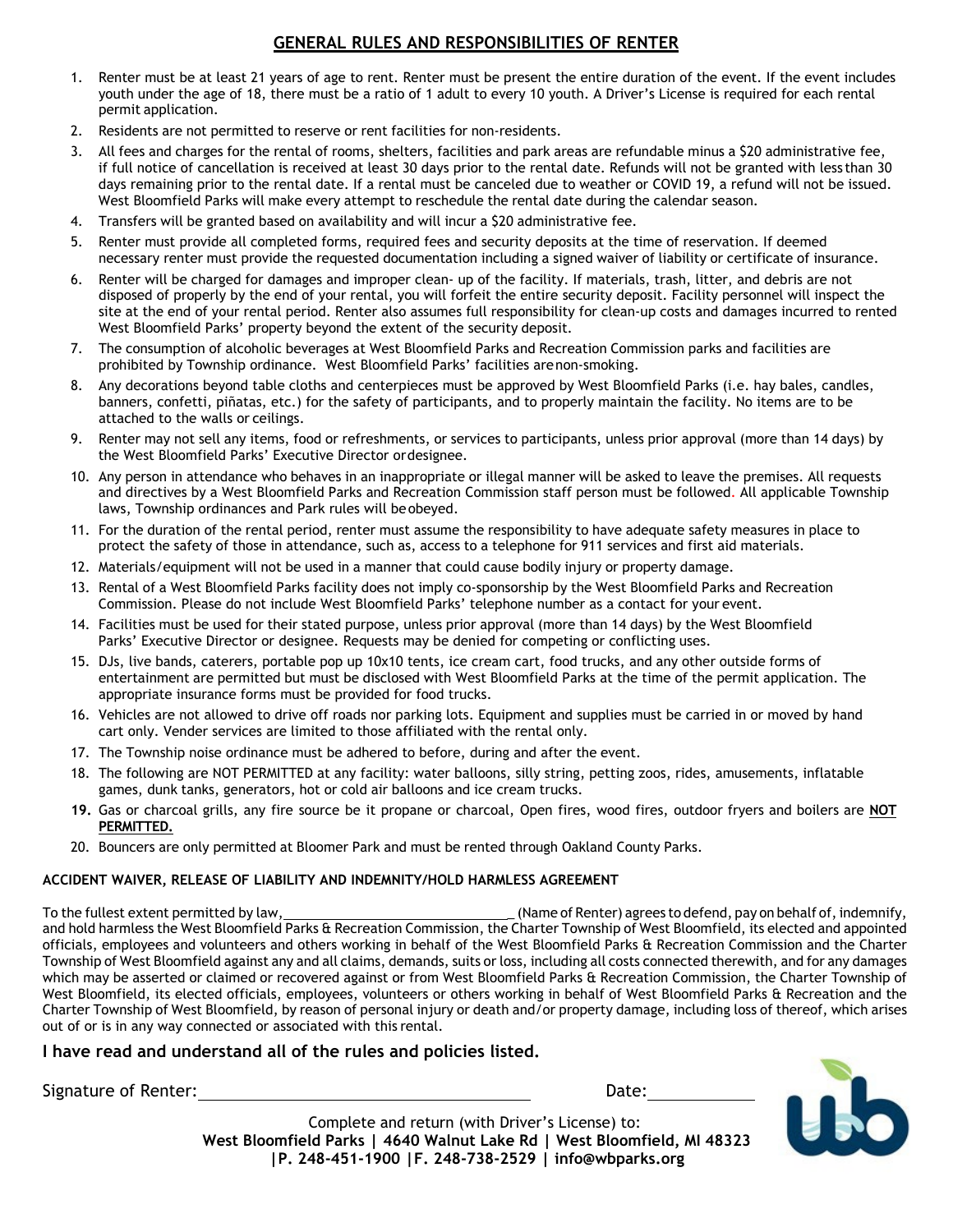## GENERAL RULES AND RESPONSIBILITIES OF RENTER

1. Renter must be at least 21 years of age to rent. Renter must be present the entire duration of the event. If the event includes youth under the age of 18, there must be a ratio of 1 adult to every 10 youth. A Driver's License is required for each rental permit application.
2. Residents are not permitted to reserve or rent facilities for non-residents.
3. All fees and charges for the rental of rooms, shelters, facilities and park areas are refundable minus a $20 administrative fee, if full notice of cancellation is received at least 30 days prior to the rental date. Refunds will not be granted with less than 30 days remaining prior to the rental date. If a rental must be canceled due to weather or COVID 19, a refund will not be issued. West Bloomfield Parks will make every attempt to reschedule the rental date during the calendar season.
4. Transfers will be granted based on availability and will incur a $20 administrative fee.
5. Renter must provide all completed forms, required fees and security deposits at the time of reservation. If deemed necessary renter must provide the requested documentation including a signed waiver of liability or certificate of insurance.
6. Renter will be charged for damages and improper clean- up of the facility. If materials, trash, litter, and debris are not disposed of properly by the end of your rental, you will forfeit the entire security deposit. Facility personnel will inspect the site at the end of your rental period. Renter also assumes full responsibility for clean-up costs and damages incurred to rented West Bloomfield Parks' property beyond the extent of the security deposit.
7. The consumption of alcoholic beverages at West Bloomfield Parks and Recreation Commission parks and facilities are prohibited by Township ordinance. West Bloomfield Parks' facilities are non-smoking.
8. Any decorations beyond table cloths and centerpieces must be approved by West Bloomfield Parks (i.e. hay bales, candles, banners, confetti, piñatas, etc.) for the safety of participants, and to properly maintain the facility. No items are to be attached to the walls or ceilings.
9. Renter may not sell any items, food or refreshments, or services to participants, unless prior approval (more than 14 days) by the West Bloomfield Parks' Executive Director or designee.
10. Any person in attendance who behaves in an inappropriate or illegal manner will be asked to leave the premises. All requests and directives by a West Bloomfield Parks and Recreation Commission staff person must be followed. All applicable Township laws, Township ordinances and Park rules will be obeyed.
11. For the duration of the rental period, renter must assume the responsibility to have adequate safety measures in place to protect the safety of those in attendance, such as, access to a telephone for 911 services and first aid materials.
12. Materials/equipment will not be used in a manner that could cause bodily injury or property damage.
13. Rental of a West Bloomfield Parks facility does not imply co-sponsorship by the West Bloomfield Parks and Recreation Commission. Please do not include West Bloomfield Parks' telephone number as a contact for your event.
14. Facilities must be used for their stated purpose, unless prior approval (more than 14 days) by the West Bloomfield Parks' Executive Director or designee. Requests may be denied for competing or conflicting uses.
15. DJs, live bands, caterers, portable pop up 10x10 tents, ice cream cart, food trucks, and any other outside forms of entertainment are permitted but must be disclosed with West Bloomfield Parks at the time of the permit application. The appropriate insurance forms must be provided for food trucks.
16. Vehicles are not allowed to drive off roads nor parking lots. Equipment and supplies must be carried in or moved by hand cart only. Vender services are limited to those affiliated with the rental only.
17. The Township noise ordinance must be adhered to before, during and after the event.
18. The following are NOT PERMITTED at any facility: water balloons, silly string, petting zoos, rides, amusements, inflatable games, dunk tanks, generators, hot or cold air balloons and ice cream trucks.
19. Gas or charcoal grills, any fire source be it propane or charcoal, Open fires, wood fires, outdoor fryers and boilers are **NOT PERMITTED.**
20. Bouncers are only permitted at Bloomer Park and must be rented through Oakland County Parks.

**ACCIDENT WAIVER, RELEASE OF LIABILITY AND INDEMNITY/HOLD HARMLESS AGREEMENT**

To the fullest extent permitted by law, ______________________________ (Name of Renter) agrees to defend, pay on behalf of, indemnify, and hold harmless the West Bloomfield Parks & Recreation Commission, the Charter Township of West Bloomfield, its elected and appointed officials, employees and volunteers and others working in behalf of the West Bloomfield Parks & Recreation Commission and the Charter Township of West Bloomfield against any and all claims, demands, suits or loss, including all costs connected therewith, and for any damages which may be asserted or claimed or recovered against or from West Bloomfield Parks & Recreation Commission, the Charter Township of West Bloomfield, its elected officials, employees, volunteers or others working in behalf of West Bloomfield Parks & Recreation and the Charter Township of West Bloomfield, by reason of personal injury or death and/or property damage, including loss of thereof, which arises out of or is in any way connected or associated with this rental.

**I have read and understand all of the rules and policies listed.**

Signature of Renter: ______________________________ Date: ____________

Complete and return (with Driver's License) to:
**West Bloomfield Parks | 4640 Walnut Lake Rd | West Bloomfield, MI 48323**
**|P. 248-451-1900 |F. 248-738-2529 | info@wbparks.org**